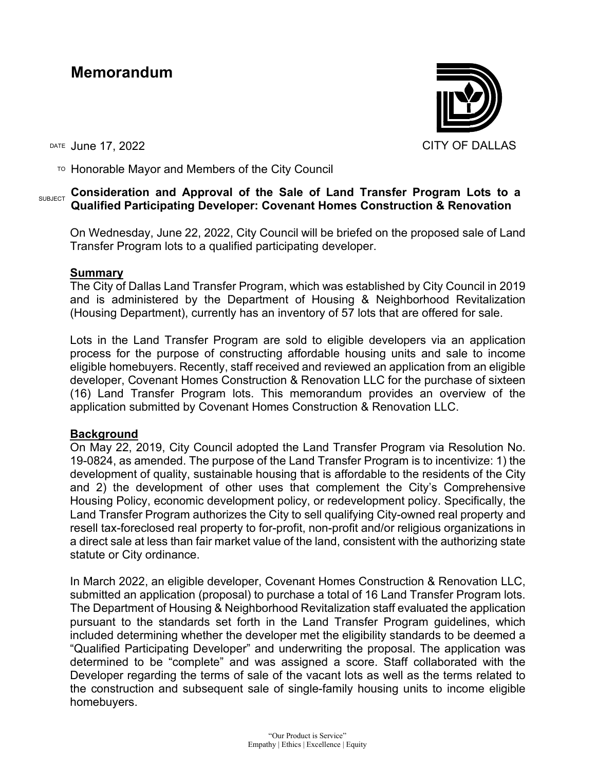# Memorandum

CITY OF DALLAS

DATE June 17, 2022

TO Honorable Mayor and Members of the City Council

SUBJECT **Consideration and Approval of the Sale of Land Transfer Program Lots to a Qualified Participating Developer: Covenant Homes Construction & Renovation**

On Wednesday, June 22, 2022, City Council will be briefed on the proposed sale of Land Transfer Program lots to a qualified participating developer.

## Summary

The City of Dallas Land Transfer Program, which was established by City Council in 2019 and is administered by the Department of Housing & Neighborhood Revitalization (Housing Department), currently has an inventory of 57 lots that are offered for sale.

Lots in the Land Transfer Program are sold to eligible developers via an application process for the purpose of constructing affordable housing units and sale to income eligible homebuyers. Recently, staff received and reviewed an application from an eligible developer, Covenant Homes Construction & Renovation LLC for the purchase of sixteen (16) Land Transfer Program lots. This memorandum provides an overview of the application submitted by Covenant Homes Construction & Renovation LLC.

## Background

On May 22, 2019, City Council adopted the Land Transfer Program via Resolution No. 19-0824, as amended. The purpose of the Land Transfer Program is to incentivize: 1) the development of quality, sustainable housing that is affordable to the residents of the City and 2) the development of other uses that complement the City's Comprehensive Housing Policy, economic development policy, or redevelopment policy. Specifically, the Land Transfer Program authorizes the City to sell qualifying City-owned real property and resell tax-foreclosed real property to for-profit, non-profit and/or religious organizations in a direct sale at less than fair market value of the land, consistent with the authorizing state statute or City ordinance.

In March 2022, an eligible developer, Covenant Homes Construction & Renovation LLC, submitted an application (proposal) to purchase a total of 16 Land Transfer Program lots. The Department of Housing & Neighborhood Revitalization staff evaluated the application pursuant to the standards set forth in the Land Transfer Program guidelines, which included determining whether the developer met the eligibility standards to be deemed a "Qualified Participating Developer" and underwriting the proposal. The application was determined to be "complete" and was assigned a score. Staff collaborated with the Developer regarding the terms of sale of the vacant lots as well as the terms related to the construction and subsequent sale of single-family housing units to income eligible homebuyers.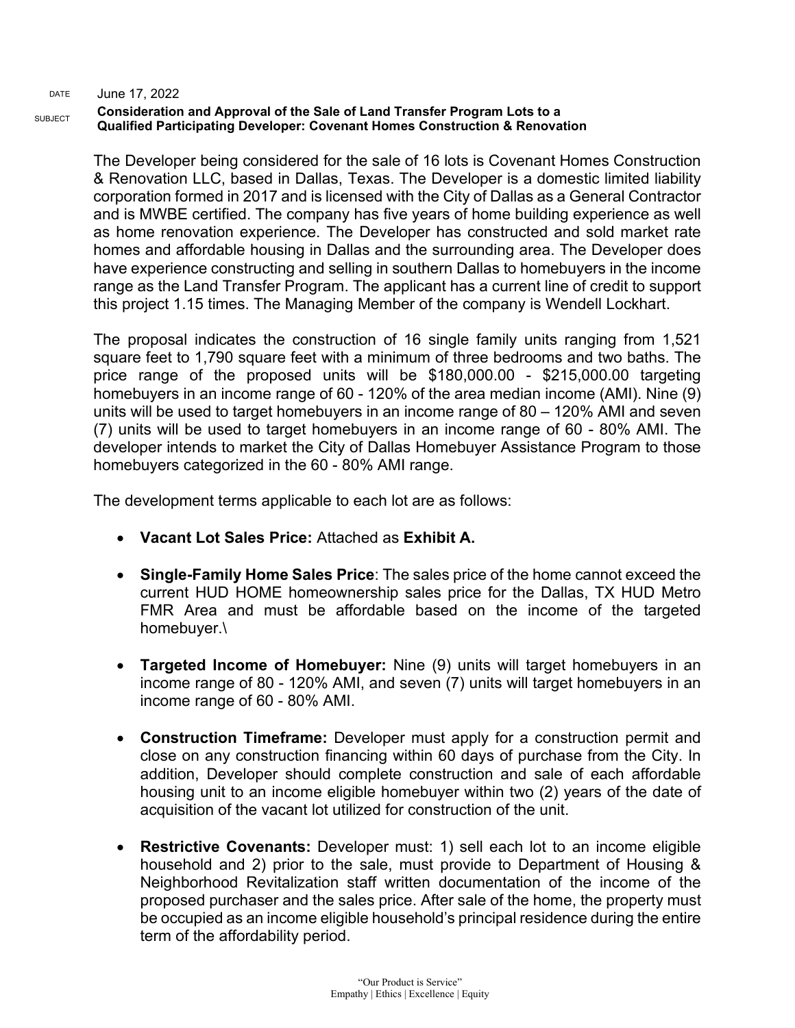DATE June 17, 2022

SUBJECT **Consideration and Approval of the Sale of Land Transfer Program Lots to a Qualified Participating Developer: Covenant Homes Construction & Renovation**

The Developer being considered for the sale of 16 lots is Covenant Homes Construction & Renovation LLC, based in Dallas, Texas. The Developer is a domestic limited liability corporation formed in 2017 and is licensed with the City of Dallas as a General Contractor and is MWBE certified. The company has five years of home building experience as well as home renovation experience. The Developer has constructed and sold market rate homes and affordable housing in Dallas and the surrounding area. The Developer does have experience constructing and selling in southern Dallas to homebuyers in the income range as the Land Transfer Program. The applicant has a current line of credit to support this project 1.15 times. The Managing Member of the company is Wendell Lockhart.

The proposal indicates the construction of 16 single family units ranging from 1,521 square feet to 1,790 square feet with a minimum of three bedrooms and two baths. The price range of the proposed units will be $180,000.00 - $215,000.00 targeting homebuyers in an income range of 60 - 120% of the area median income (AMI). Nine (9) units will be used to target homebuyers in an income range of 80 – 120% AMI and seven (7) units will be used to target homebuyers in an income range of 60 - 80% AMI. The developer intends to market the City of Dallas Homebuyer Assistance Program to those homebuyers categorized in the 60 - 80% AMI range.

The development terms applicable to each lot are as follows:

- **Vacant Lot Sales Price:** Attached as **Exhibit A.**
- **Single-Family Home Sales Price**: The sales price of the home cannot exceed the current HUD HOME homeownership sales price for the Dallas, TX HUD Metro FMR Area and must be affordable based on the income of the targeted homebuyer.\
- **Targeted Income of Homebuyer:** Nine (9) units will target homebuyers in an income range of 80 - 120% AMI, and seven (7) units will target homebuyers in an income range of 60 - 80% AMI.
- **Construction Timeframe:** Developer must apply for a construction permit and close on any construction financing within 60 days of purchase from the City. In addition, Developer should complete construction and sale of each affordable housing unit to an income eligible homebuyer within two (2) years of the date of acquisition of the vacant lot utilized for construction of the unit.
- **Restrictive Covenants:** Developer must: 1) sell each lot to an income eligible household and 2) prior to the sale, must provide to Department of Housing & Neighborhood Revitalization staff written documentation of the income of the proposed purchaser and the sales price. After sale of the home, the property must be occupied as an income eligible household's principal residence during the entire term of the affordability period.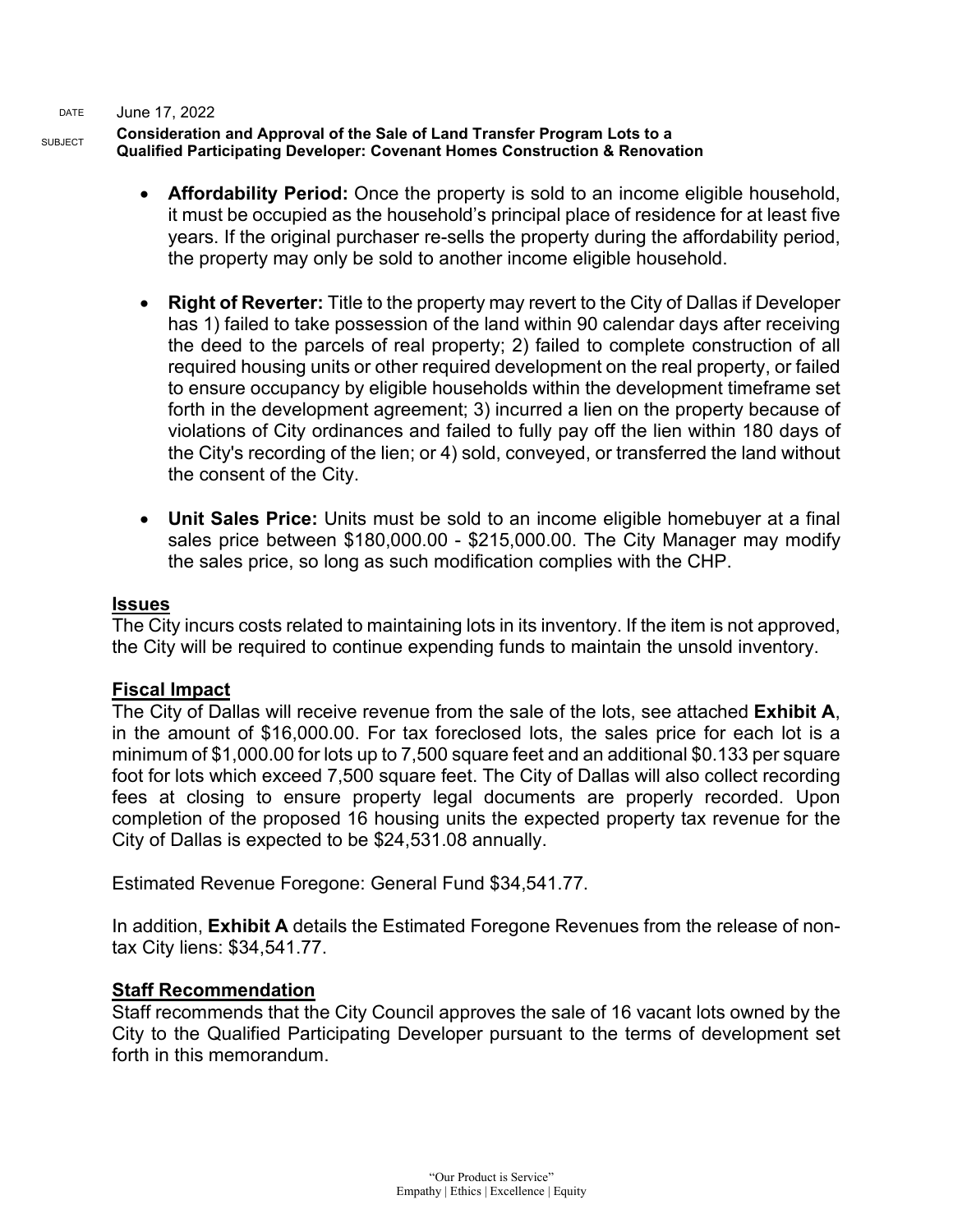- **Affordability Period:** Once the property is sold to an income eligible household, it must be occupied as the household's principal place of residence for at least five years. If the original purchaser re-sells the property during the affordability period, the property may only be sold to another income eligible household.

- **Right of Reverter:** Title to the property may revert to the City of Dallas if Developer has 1) failed to take possession of the land within 90 calendar days after receiving the deed to the parcels of real property; 2) failed to complete construction of all required housing units or other required development on the real property, or failed to ensure occupancy by eligible households within the development timeframe set forth in the development agreement; 3) incurred a lien on the property because of violations of City ordinances and failed to fully pay off the lien within 180 days of the City's recording of the lien; or 4) sold, conveyed, or transferred the land without the consent of the City.

- **Unit Sales Price:** Units must be sold to an income eligible homebuyer at a final sales price between $180,000.00 - $215,000.00. The City Manager may modify the sales price, so long as such modification complies with the CHP.

## Issues

The City incurs costs related to maintaining lots in its inventory. If the item is not approved, the City will be required to continue expending funds to maintain the unsold inventory.

## Fiscal Impact

The City of Dallas will receive revenue from the sale of the lots, see attached **Exhibit A**, in the amount of $16,000.00. For tax foreclosed lots, the sales price for each lot is a minimum of $1,000.00 for lots up to 7,500 square feet and an additional $0.133 per square foot for lots which exceed 7,500 square feet. The City of Dallas will also collect recording fees at closing to ensure property legal documents are properly recorded. Upon completion of the proposed 16 housing units the expected property tax revenue for the City of Dallas is expected to be $24,531.08 annually.

Estimated Revenue Foregone: General Fund $34,541.77.

In addition, **Exhibit A** details the Estimated Foregone Revenues from the release of non-tax City liens: $34,541.77.

## Staff Recommendation

Staff recommends that the City Council approves the sale of 16 vacant lots owned by the City to the Qualified Participating Developer pursuant to the terms of development set forth in this memorandum.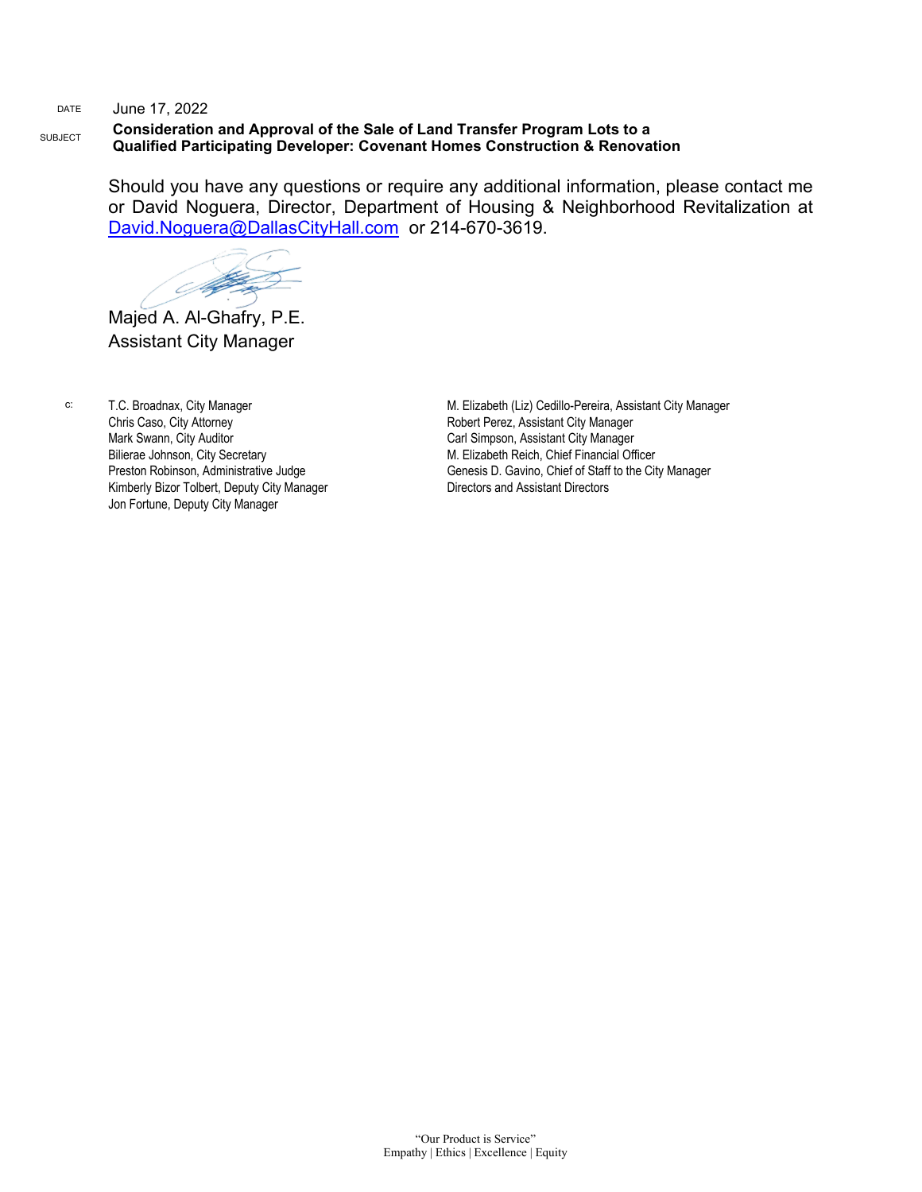DATE June 17, 2022

SUBJECT **Consideration and Approval of the Sale of Land Transfer Program Lots to a Qualified Participating Developer: Covenant Homes Construction & Renovation**

Should you have any questions or require any additional information, please contact me or David Noguera, Director, Department of Housing & Neighborhood Revitalization at David.Noguera@DallasCityHall.com or 214-670-3619.

Majed A. Al-Ghafry, P.E.
Assistant City Manager

c:
T.C. Broadnax, City Manager
Chris Caso, City Attorney
Mark Swann, City Auditor
Bilierae Johnson, City Secretary
Preston Robinson, Administrative Judge
Kimberly Bizor Tolbert, Deputy City Manager
Jon Fortune, Deputy City Manager
M. Elizabeth (Liz) Cedillo-Pereira, Assistant City Manager
Robert Perez, Assistant City Manager
Carl Simpson, Assistant City Manager
M. Elizabeth Reich, Chief Financial Officer
Genesis D. Gavino, Chief of Staff to the City Manager
Directors and Assistant Directors

"Our Product is Service"
Empathy | Ethics | Excellence | Equity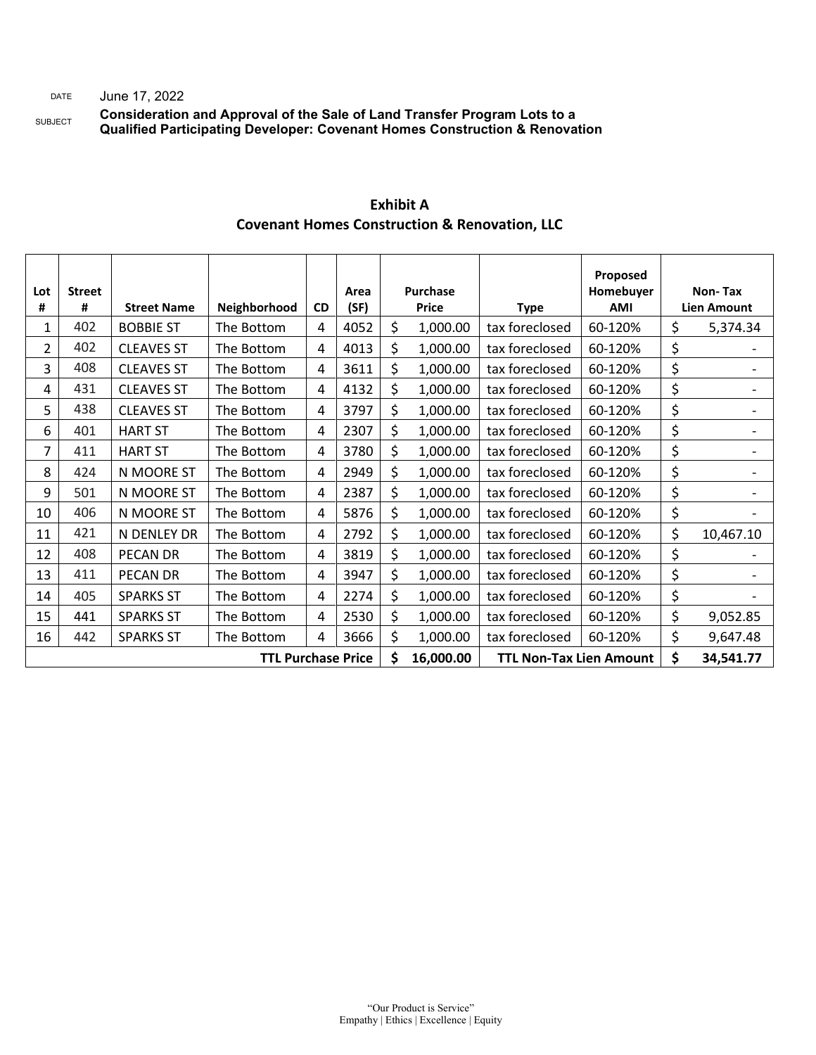DATE June 17, 2022

SUBJECT **Consideration and Approval of the Sale of Land Transfer Program Lots to a Qualified Participating Developer: Covenant Homes Construction & Renovation**

## Exhibit A
## Covenant Homes Construction & Renovation, LLC

| Lot # | Street # | Street Name | Neighborhood | CD | Area (SF) | Purchase Price | Type | Proposed Homebuyer AMI | Non- Tax Lien Amount |
|---|---|---|---|---|---|---|---|---|---|
| 1 | 402 | BOBBIE ST | The Bottom | 4 | 4052 | $ 1,000.00 | tax foreclosed | 60-120% | $ 5,374.34 |
| 2 | 402 | CLEAVES ST | The Bottom | 4 | 4013 | $ 1,000.00 | tax foreclosed | 60-120% | $ - |
| 3 | 408 | CLEAVES ST | The Bottom | 4 | 3611 | $ 1,000.00 | tax foreclosed | 60-120% | $ - |
| 4 | 431 | CLEAVES ST | The Bottom | 4 | 4132 | $ 1,000.00 | tax foreclosed | 60-120% | $ - |
| 5 | 438 | CLEAVES ST | The Bottom | 4 | 3797 | $ 1,000.00 | tax foreclosed | 60-120% | $ - |
| 6 | 401 | HART ST | The Bottom | 4 | 2307 | $ 1,000.00 | tax foreclosed | 60-120% | $ - |
| 7 | 411 | HART ST | The Bottom | 4 | 3780 | $ 1,000.00 | tax foreclosed | 60-120% | $ - |
| 8 | 424 | N MOORE ST | The Bottom | 4 | 2949 | $ 1,000.00 | tax foreclosed | 60-120% | $ - |
| 9 | 501 | N MOORE ST | The Bottom | 4 | 2387 | $ 1,000.00 | tax foreclosed | 60-120% | $ - |
| 10 | 406 | N MOORE ST | The Bottom | 4 | 5876 | $ 1,000.00 | tax foreclosed | 60-120% | $ - |
| 11 | 421 | N DENLEY DR | The Bottom | 4 | 2792 | $ 1,000.00 | tax foreclosed | 60-120% | $ 10,467.10 |
| 12 | 408 | PECAN DR | The Bottom | 4 | 3819 | $ 1,000.00 | tax foreclosed | 60-120% | $ - |
| 13 | 411 | PECAN DR | The Bottom | 4 | 3947 | $ 1,000.00 | tax foreclosed | 60-120% | $ - |
| 14 | 405 | SPARKS ST | The Bottom | 4 | 2274 | $ 1,000.00 | tax foreclosed | 60-120% | $ - |
| 15 | 441 | SPARKS ST | The Bottom | 4 | 2530 | $ 1,000.00 | tax foreclosed | 60-120% | $ 9,052.85 |
| 16 | 442 | SPARKS ST | The Bottom | 4 | 3666 | $ 1,000.00 | tax foreclosed | 60-120% | $ 9,647.48 |
| **TTL Purchase Price** | | | | | | **$ 16,000.00** | **TTL Non-Tax Lien Amount** | | **$ 34,541.77** |

"Our Product is Service"
Empathy | Ethics | Excellence | Equity